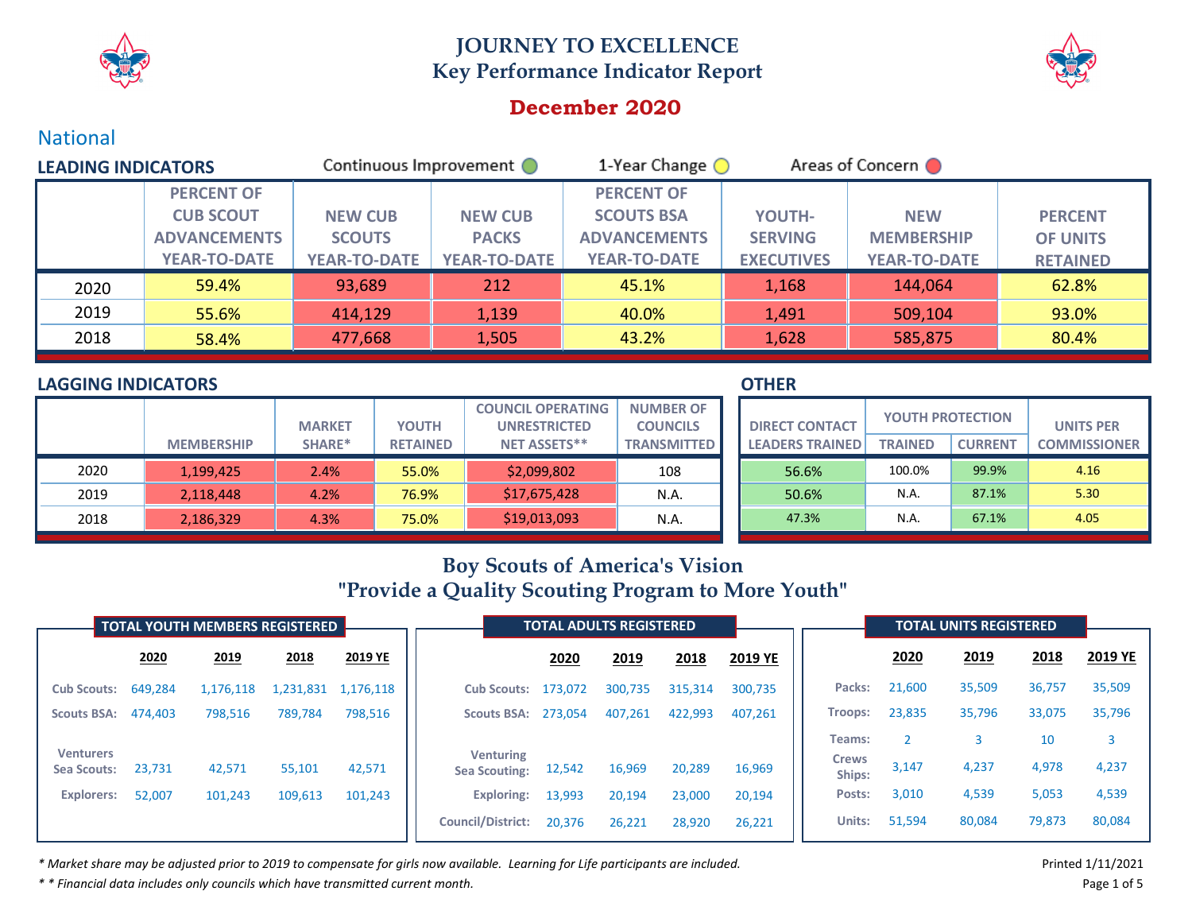# JOURNEY TO EXCELLENCE
## Key Performance Indicator Report

## December 2020

### National

**LEADING INDICATORS**

Continuous Improvement 🟢 1-Year Change 🟡 Areas of Concern 🔴

| | PERCENT OF CUB SCOUT ADVANCEMENTS YEAR-TO-DATE | NEW CUB SCOUTS YEAR-TO-DATE | NEW CUB PACKS YEAR-TO-DATE | PERCENT OF SCOUTS BSA ADVANCEMENTS YEAR-TO-DATE | YOUTH-SERVING EXECUTIVES | NEW MEMBERSHIP YEAR-TO-DATE | PERCENT OF UNITS RETAINED |
|---|---|---|---|---|---|---|---|
| 2020 | 59.4% | 93,689 | 212 | 45.1% | 1,168 | 144,064 | 62.8% |
| 2019 | 55.6% | 414,129 | 1,139 | 40.0% | 1,491 | 509,104 | 93.0% |
| 2018 | 58.4% | 477,668 | 1,505 | 43.2% | 1,628 | 585,875 | 80.4% |

**LAGGING INDICATORS**

| | MEMBERSHIP | MARKET SHARE* | YOUTH RETAINED | COUNCIL OPERATING UNRESTRICTED NET ASSETS** | NUMBER OF COUNCILS TRANSMITTED |
|---|---|---|---|---|---|
| 2020 | 1,199,425 | 2.4% | 55.0% | $2,099,802 | 108 |
| 2019 | 2,118,448 | 4.2% | 76.9% | $17,675,428 | N.A. |
| 2018 | 2,186,329 | 4.3% | 75.0% | $19,013,093 | N.A. |

**OTHER**

| | DIRECT CONTACT LEADERS TRAINED | YOUTH PROTECTION | | UNITS PER COMMISSIONER |
|---|---|---|---|---|
| | | TRAINED | CURRENT | |
| 2020 | 56.6% | 100.0% | 99.9% | 4.16 |
| 2019 | 50.6% | N.A. | 87.1% | 5.30 |
| 2018 | 47.3% | N.A. | 67.1% | 4.05 |

## Boy Scouts of America's Vision
## "Provide a Quality Scouting Program to More Youth"

**TOTAL YOUTH MEMBERS REGISTERED**

| | 2020 | 2019 | 2018 | 2019 YE |
|---|---|---|---|---|
| Cub Scouts: | 649,284 | 1,176,118 | 1,231,831 | 1,176,118 |
| Scouts BSA: | 474,403 | 798,516 | 789,784 | 798,516 |
| Venturers Sea Scouts: | 23,731 | 42,571 | 55,101 | 42,571 |
| Explorers: | 52,007 | 101,243 | 109,613 | 101,243 |

**TOTAL ADULTS REGISTERED**

| | 2020 | 2019 | 2018 | 2019 YE |
|---|---|---|---|---|
| Cub Scouts: | 173,072 | 300,735 | 315,314 | 300,735 |
| Scouts BSA: | 273,054 | 407,261 | 422,993 | 407,261 |
| Venturing Sea Scouting: | 12,542 | 16,969 | 20,289 | 16,969 |
| Exploring: | 13,993 | 20,194 | 23,000 | 20,194 |
| Council/District: | 20,376 | 26,221 | 28,920 | 26,221 |

**TOTAL UNITS REGISTERED**

| | 2020 | 2019 | 2018 | 2019 YE |
|---|---|---|---|---|
| Packs: | 21,600 | 35,509 | 36,757 | 35,509 |
| Troops: | 23,835 | 35,796 | 33,075 | 35,796 |
| Teams: | 2 | 3 | 10 | 3 |
| Crews Ships: | 3,147 | 4,237 | 4,978 | 4,237 |
| Posts: | 3,010 | 4,539 | 5,053 | 4,539 |
| Units: | 51,594 | 80,084 | 79,873 | 80,084 |

*\* Market share may be adjusted prior to 2019 to compensate for girls now available. Learning for Life participants are included.*

*\* \* Financial data includes only councils which have transmitted current month.*

Printed 1/11/2021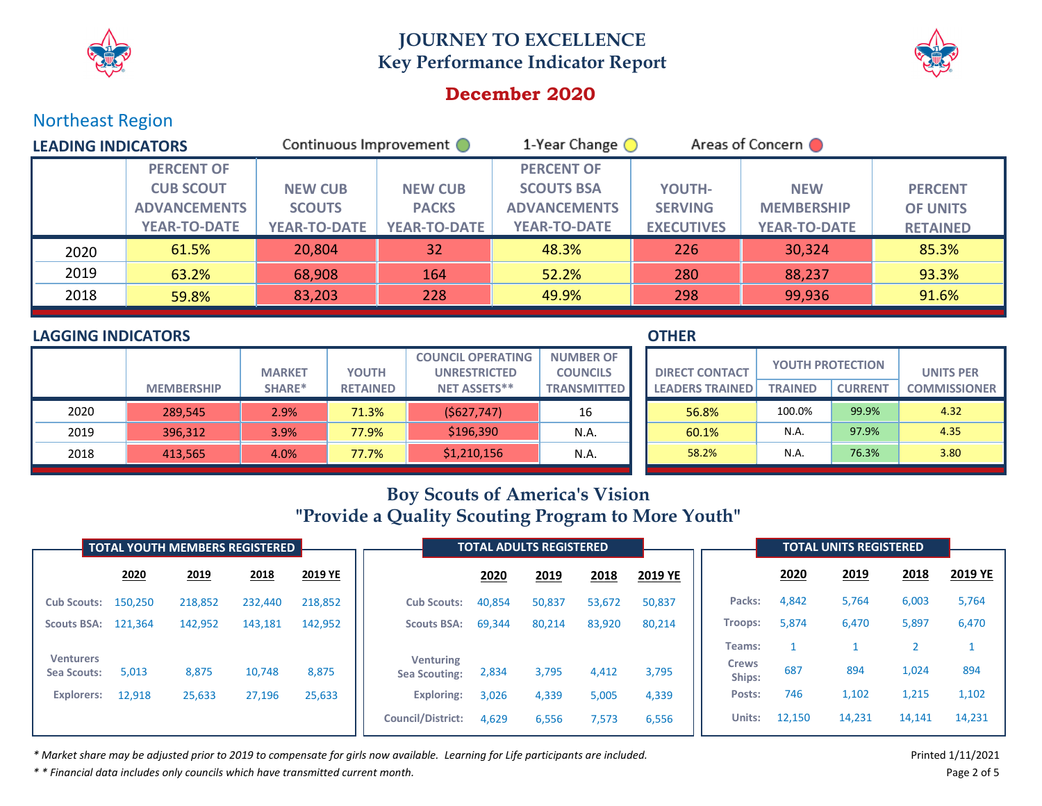# JOURNEY TO EXCELLENCE
## Key Performance Indicator Report

**December 2020**

## Northeast Region

### LEADING INDICATORS

Continuous Improvement 🟢 1-Year Change 🟡 Areas of Concern 🔴

| | PERCENT OF CUB SCOUT ADVANCEMENTS YEAR-TO-DATE | NEW CUB SCOUTS YEAR-TO-DATE | NEW CUB PACKS YEAR-TO-DATE | PERCENT OF SCOUTS BSA ADVANCEMENTS YEAR-TO-DATE | YOUTH-SERVING EXECUTIVES | NEW MEMBERSHIP YEAR-TO-DATE | PERCENT OF UNITS RETAINED |
|---|---|---|---|---|---|---|---|
| 2020 | 61.5% | 20,804 | 32 | 48.3% | 226 | 30,324 | 85.3% |
| 2019 | 63.2% | 68,908 | 164 | 52.2% | 280 | 88,237 | 93.3% |
| 2018 | 59.8% | 83,203 | 228 | 49.9% | 298 | 99,936 | 91.6% |

### LAGGING INDICATORS

| | MEMBERSHIP | MARKET SHARE* | YOUTH RETAINED | COUNCIL OPERATING UNRESTRICTED NET ASSETS** | NUMBER OF COUNCILS TRANSMITTED |
|---|---|---|---|---|---|
| 2020 | 289,545 | 2.9% | 71.3% | ($627,747) | 16 |
| 2019 | 396,312 | 3.9% | 77.9% | $196,390 | N.A. |
| 2018 | 413,565 | 4.0% | 77.7% | $1,210,156 | N.A. |

### OTHER

| DIRECT CONTACT LEADERS TRAINED | YOUTH PROTECTION | | UNITS PER COMMISSIONER |
|---|---|---|---|
| | TRAINED | CURRENT | |
| 56.8% | 100.0% | 99.9% | 4.32 |
| 60.1% | N.A. | 97.9% | 4.35 |
| 58.2% | N.A. | 76.3% | 3.80 |

## Boy Scouts of America's Vision
## "Provide a Quality Scouting Program to More Youth"

### TOTAL YOUTH MEMBERS REGISTERED

| | 2020 | 2019 | 2018 | 2019 YE |
|---|---|---|---|---|
| Cub Scouts: | 150,250 | 218,852 | 232,440 | 218,852 |
| Scouts BSA: | 121,364 | 142,952 | 143,181 | 142,952 |
| Venturers Sea Scouts: | 5,013 | 8,875 | 10,748 | 8,875 |
| Explorers: | 12,918 | 25,633 | 27,196 | 25,633 |

### TOTAL ADULTS REGISTERED

| | 2020 | 2019 | 2018 | 2019 YE |
|---|---|---|---|---|
| Cub Scouts: | 40,854 | 50,837 | 53,672 | 50,837 |
| Scouts BSA: | 69,344 | 80,214 | 83,920 | 80,214 |
| Venturing Sea Scouting: | 2,834 | 3,795 | 4,412 | 3,795 |
| Exploring: | 3,026 | 4,339 | 5,005 | 4,339 |
| Council/District: | 4,629 | 6,556 | 7,573 | 6,556 |

### TOTAL UNITS REGISTERED

| | 2020 | 2019 | 2018 | 2019 YE |
|---|---|---|---|---|
| Packs: | 4,842 | 5,764 | 6,003 | 5,764 |
| Troops: | 5,874 | 6,470 | 5,897 | 6,470 |
| Teams: | 1 | 1 | 2 | 1 |
| Crews Ships: | 687 | 894 | 1,024 | 894 |
| Posts: | 746 | 1,102 | 1,215 | 1,102 |
| Units: | 12,150 | 14,231 | 14,141 | 14,231 |

*\* Market share may be adjusted prior to 2019 to compensate for girls now available. Learning for Life participants are included.*

*\* \* Financial data includes only councils which have transmitted current month.*

Printed 1/11/2021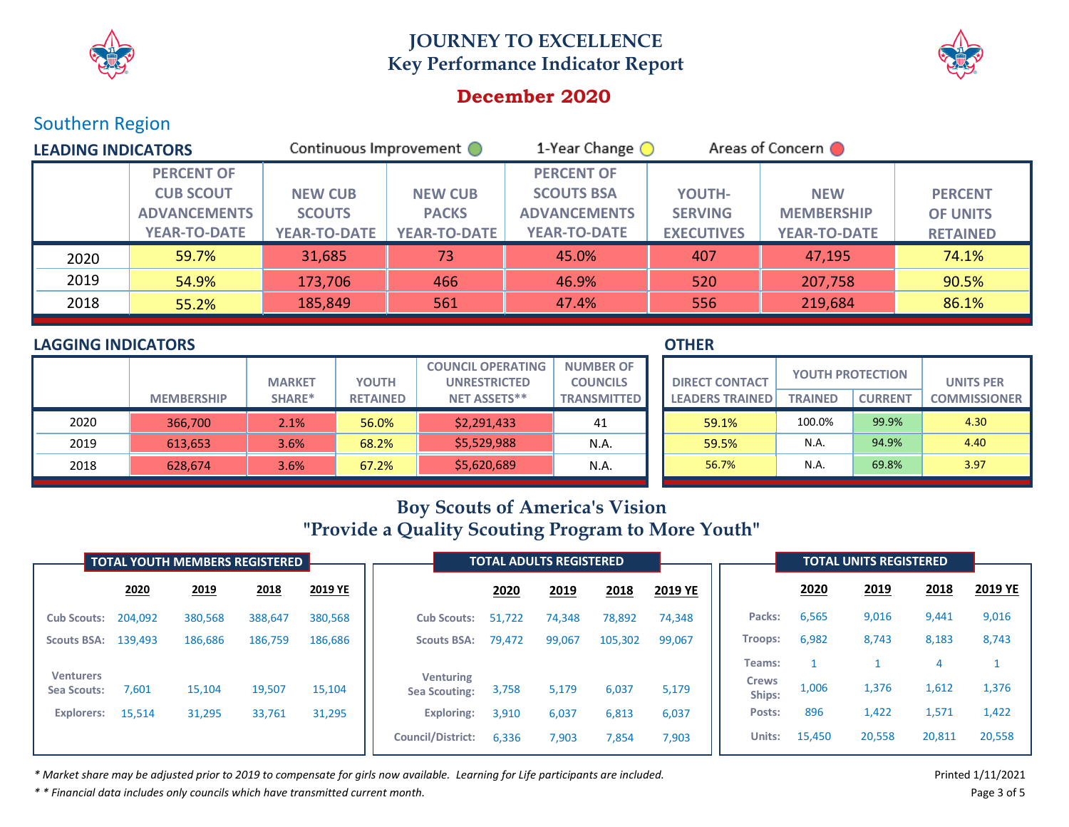# JOURNEY TO EXCELLENCE
## Key Performance Indicator Report

## December 2020

### Southern Region

**LEADING INDICATORS**

Continuous Improvement ● 1-Year Change ● Areas of Concern ●

| | PERCENT OF CUB SCOUT ADVANCEMENTS YEAR-TO-DATE | NEW CUB SCOUTS YEAR-TO-DATE | NEW CUB PACKS YEAR-TO-DATE | PERCENT OF SCOUTS BSA ADVANCEMENTS YEAR-TO-DATE | YOUTH-SERVING EXECUTIVES | NEW MEMBERSHIP YEAR-TO-DATE | PERCENT OF UNITS RETAINED |
|---|---|---|---|---|---|---|---|
| 2020 | 59.7% | 31,685 | 73 | 45.0% | 407 | 47,195 | 74.1% |
| 2019 | 54.9% | 173,706 | 466 | 46.9% | 520 | 207,758 | 90.5% |
| 2018 | 55.2% | 185,849 | 561 | 47.4% | 556 | 219,684 | 86.1% |

**LAGGING INDICATORS**

| | MEMBERSHIP | MARKET SHARE* | YOUTH RETAINED | COUNCIL OPERATING UNRESTRICTED NET ASSETS** | NUMBER OF COUNCILS TRANSMITTED |
|---|---|---|---|---|---|
| 2020 | 366,700 | 2.1% | 56.0% | $2,291,433 | 41 |
| 2019 | 613,653 | 3.6% | 68.2% | $5,529,988 | N.A. |
| 2018 | 628,674 | 3.6% | 67.2% | $5,620,689 | N.A. |

**OTHER**

| DIRECT CONTACT LEADERS TRAINED | YOUTH PROTECTION | | UNITS PER COMMISSIONER |
|---|---|---|---|
| | TRAINED | CURRENT | |
| 59.1% | 100.0% | 99.9% | 4.30 |
| 59.5% | N.A. | 94.9% | 4.40 |
| 56.7% | N.A. | 69.8% | 3.97 |

## Boy Scouts of America's Vision
## "Provide a Quality Scouting Program to More Youth"

**TOTAL YOUTH MEMBERS REGISTERED**

| | 2020 | 2019 | 2018 | 2019 YE |
|---|---|---|---|---|
| Cub Scouts: | 204,092 | 380,568 | 388,647 | 380,568 |
| Scouts BSA: | 139,493 | 186,686 | 186,759 | 186,686 |
| Venturers Sea Scouts: | 7,601 | 15,104 | 19,507 | 15,104 |
| Explorers: | 15,514 | 31,295 | 33,761 | 31,295 |

**TOTAL ADULTS REGISTERED**

| | 2020 | 2019 | 2018 | 2019 YE |
|---|---|---|---|---|
| Cub Scouts: | 51,722 | 74,348 | 78,892 | 74,348 |
| Scouts BSA: | 79,472 | 99,067 | 105,302 | 99,067 |
| Venturing Sea Scouting: | 3,758 | 5,179 | 6,037 | 5,179 |
| Exploring: | 3,910 | 6,037 | 6,813 | 6,037 |
| Council/District: | 6,336 | 7,903 | 7,854 | 7,903 |

**TOTAL UNITS REGISTERED**

| | 2020 | 2019 | 2018 | 2019 YE |
|---|---|---|---|---|
| Packs: | 6,565 | 9,016 | 9,441 | 9,016 |
| Troops: | 6,982 | 8,743 | 8,183 | 8,743 |
| Teams: | 1 | 1 | 4 | 1 |
| Crews Ships: | 1,006 | 1,376 | 1,612 | 1,376 |
| Posts: | 896 | 1,422 | 1,571 | 1,422 |
| Units: | 15,450 | 20,558 | 20,811 | 20,558 |

*\* Market share may be adjusted prior to 2019 to compensate for girls now available. Learning for Life participants are included.*

*\* \* Financial data includes only councils which have transmitted current month.*

Printed 1/11/2021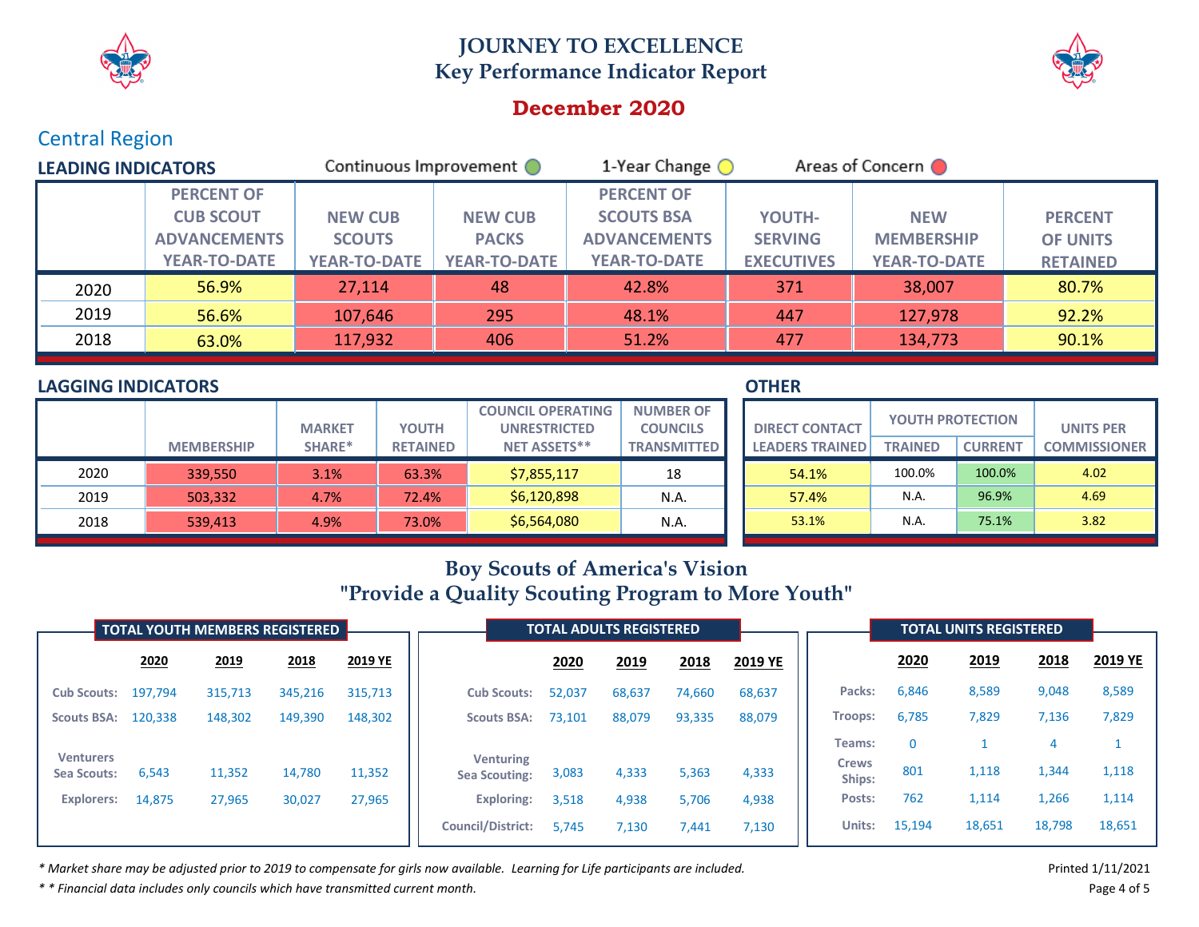# JOURNEY TO EXCELLENCE
## Key Performance Indicator Report

## December 2020

### Central Region

**LEADING INDICATORS** — Continuous Improvement / 1-Year Change / Areas of Concern

| | PERCENT OF CUB SCOUT ADVANCEMENTS YEAR-TO-DATE | NEW CUB SCOUTS YEAR-TO-DATE | NEW CUB PACKS YEAR-TO-DATE | PERCENT OF SCOUTS BSA ADVANCEMENTS YEAR-TO-DATE | YOUTH-SERVING EXECUTIVES | NEW MEMBERSHIP YEAR-TO-DATE | PERCENT OF UNITS RETAINED |
|---|---|---|---|---|---|---|---|
| 2020 | 56.9% | 27,114 | 48 | 42.8% | 371 | 38,007 | 80.7% |
| 2019 | 56.6% | 107,646 | 295 | 48.1% | 447 | 127,978 | 92.2% |
| 2018 | 63.0% | 117,932 | 406 | 51.2% | 477 | 134,773 | 90.1% |

**LAGGING INDICATORS**

| | MEMBERSHIP | MARKET SHARE* | YOUTH RETAINED | COUNCIL OPERATING UNRESTRICTED NET ASSETS** | NUMBER OF COUNCILS TRANSMITTED |
|---|---|---|---|---|---|
| 2020 | 339,550 | 3.1% | 63.3% | $7,855,117 | 18 |
| 2019 | 503,332 | 4.7% | 72.4% | $6,120,898 | N.A. |
| 2018 | 539,413 | 4.9% | 73.0% | $6,564,080 | N.A. |

**OTHER**

| DIRECT CONTACT LEADERS TRAINED | YOUTH PROTECTION | | UNITS PER COMMISSIONER |
|---|---|---|---|
| | TRAINED | CURRENT | |
| 54.1% | 100.0% | 100.0% | 4.02 |
| 57.4% | N.A. | 96.9% | 4.69 |
| 53.1% | N.A. | 75.1% | 3.82 |

## Boy Scouts of America's Vision
## "Provide a Quality Scouting Program to More Youth"

**TOTAL YOUTH MEMBERS REGISTERED**

| | 2020 | 2019 | 2018 | 2019 YE |
|---|---|---|---|---|
| Cub Scouts: | 197,794 | 315,713 | 345,216 | 315,713 |
| Scouts BSA: | 120,338 | 148,302 | 149,390 | 148,302 |
| Venturers Sea Scouts: | 6,543 | 11,352 | 14,780 | 11,352 |
| Explorers: | 14,875 | 27,965 | 30,027 | 27,965 |

**TOTAL ADULTS REGISTERED**

| | 2020 | 2019 | 2018 | 2019 YE |
|---|---|---|---|---|
| Cub Scouts: | 52,037 | 68,637 | 74,660 | 68,637 |
| Scouts BSA: | 73,101 | 88,079 | 93,335 | 88,079 |
| Venturing Sea Scouting: | 3,083 | 4,333 | 5,363 | 4,333 |
| Exploring: | 3,518 | 4,938 | 5,706 | 4,938 |
| Council/District: | 5,745 | 7,130 | 7,441 | 7,130 |

**TOTAL UNITS REGISTERED**

| | 2020 | 2019 | 2018 | 2019 YE |
|---|---|---|---|---|
| Packs: | 6,846 | 8,589 | 9,048 | 8,589 |
| Troops: | 6,785 | 7,829 | 7,136 | 7,829 |
| Teams: | 0 | 1 | 4 | 1 |
| Crews Ships: | 801 | 1,118 | 1,344 | 1,118 |
| Posts: | 762 | 1,114 | 1,266 | 1,114 |
| Units: | 15,194 | 18,651 | 18,798 | 18,651 |

*\* Market share may be adjusted prior to 2019 to compensate for girls now available. Learning for Life participants are included.*

*\* \* Financial data includes only councils which have transmitted current month.*

Printed 1/11/2021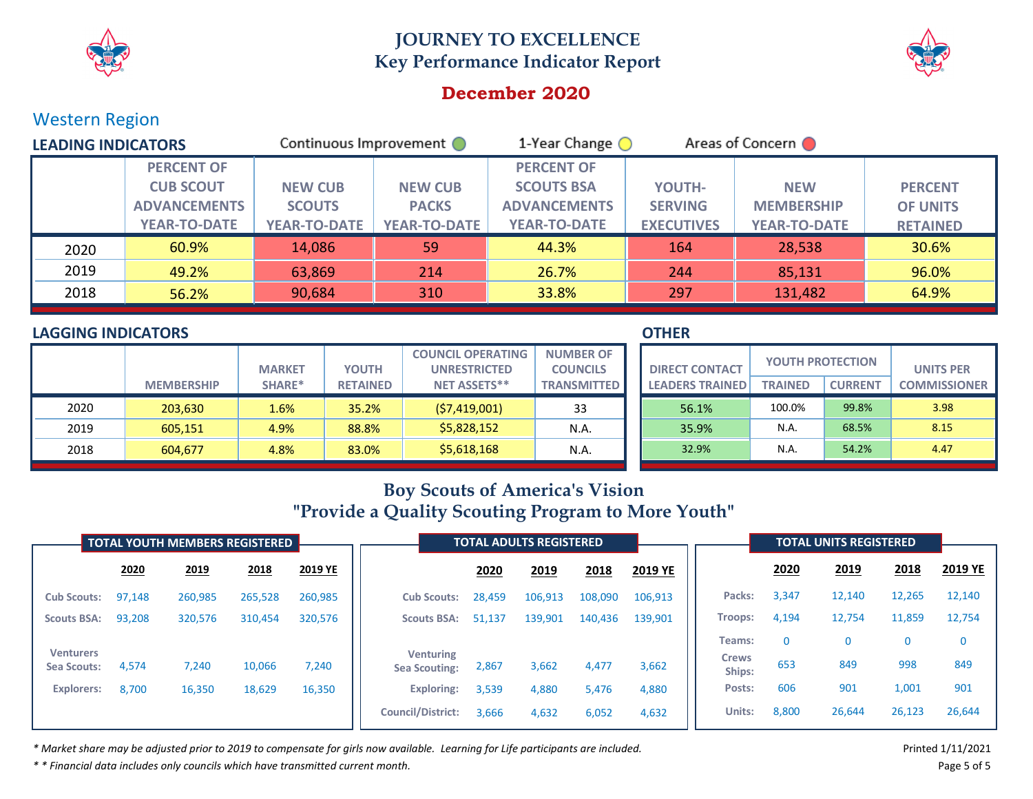# JOURNEY TO EXCELLENCE
## Key Performance Indicator Report

## December 2020

### Western Region

**LEADING INDICATORS**

Continuous Improvement 1-Year Change Areas of Concern

| | PERCENT OF CUB SCOUT ADVANCEMENTS YEAR-TO-DATE | NEW CUB SCOUTS YEAR-TO-DATE | NEW CUB PACKS YEAR-TO-DATE | PERCENT OF SCOUTS BSA ADVANCEMENTS YEAR-TO-DATE | YOUTH-SERVING EXECUTIVES | NEW MEMBERSHIP YEAR-TO-DATE | PERCENT OF UNITS RETAINED |
|---|---|---|---|---|---|---|---|
| 2020 | 60.9% | 14,086 | 59 | 44.3% | 164 | 28,538 | 30.6% |
| 2019 | 49.2% | 63,869 | 214 | 26.7% | 244 | 85,131 | 96.0% |
| 2018 | 56.2% | 90,684 | 310 | 33.8% | 297 | 131,482 | 64.9% |

**LAGGING INDICATORS**

| | MEMBERSHIP | MARKET SHARE* | YOUTH RETAINED | COUNCIL OPERATING UNRESTRICTED NET ASSETS** | NUMBER OF COUNCILS TRANSMITTED |
|---|---|---|---|---|---|
| 2020 | 203,630 | 1.6% | 35.2% | ($7,419,001) | 33 |
| 2019 | 605,151 | 4.9% | 88.8% | $5,828,152 | N.A. |
| 2018 | 604,677 | 4.8% | 83.0% | $5,618,168 | N.A. |

**OTHER**

| DIRECT CONTACT LEADERS TRAINED | YOUTH PROTECTION | | UNITS PER COMMISSIONER |
|---|---|---|---|
| | TRAINED | CURRENT | |
| 56.1% | 100.0% | 99.8% | 3.98 |
| 35.9% | N.A. | 68.5% | 8.15 |
| 32.9% | N.A. | 54.2% | 4.47 |

## Boy Scouts of America's Vision
## "Provide a Quality Scouting Program to More Youth"

**TOTAL YOUTH MEMBERS REGISTERED**

| | 2020 | 2019 | 2018 | 2019 YE |
|---|---|---|---|---|
| Cub Scouts: | 97,148 | 260,985 | 265,528 | 260,985 |
| Scouts BSA: | 93,208 | 320,576 | 310,454 | 320,576 |
| Venturers Sea Scouts: | 4,574 | 7,240 | 10,066 | 7,240 |
| Explorers: | 8,700 | 16,350 | 18,629 | 16,350 |

**TOTAL ADULTS REGISTERED**

| | 2020 | 2019 | 2018 | 2019 YE |
|---|---|---|---|---|
| Cub Scouts: | 28,459 | 106,913 | 108,090 | 106,913 |
| Scouts BSA: | 51,137 | 139,901 | 140,436 | 139,901 |
| Venturing Sea Scouting: | 2,867 | 3,662 | 4,477 | 3,662 |
| Exploring: | 3,539 | 4,880 | 5,476 | 4,880 |
| Council/District: | 3,666 | 4,632 | 6,052 | 4,632 |

**TOTAL UNITS REGISTERED**

| | 2020 | 2019 | 2018 | 2019 YE |
|---|---|---|---|---|
| Packs: | 3,347 | 12,140 | 12,265 | 12,140 |
| Troops: | 4,194 | 12,754 | 11,859 | 12,754 |
| Teams: | 0 | 0 | 0 | 0 |
| Crews Ships: | 653 | 849 | 998 | 849 |
| Posts: | 606 | 901 | 1,001 | 901 |
| Units: | 8,800 | 26,644 | 26,123 | 26,644 |

*\* Market share may be adjusted prior to 2019 to compensate for girls now available. Learning for Life participants are included.*

*\* \* Financial data includes only councils which have transmitted current month.*

Printed 1/11/2021